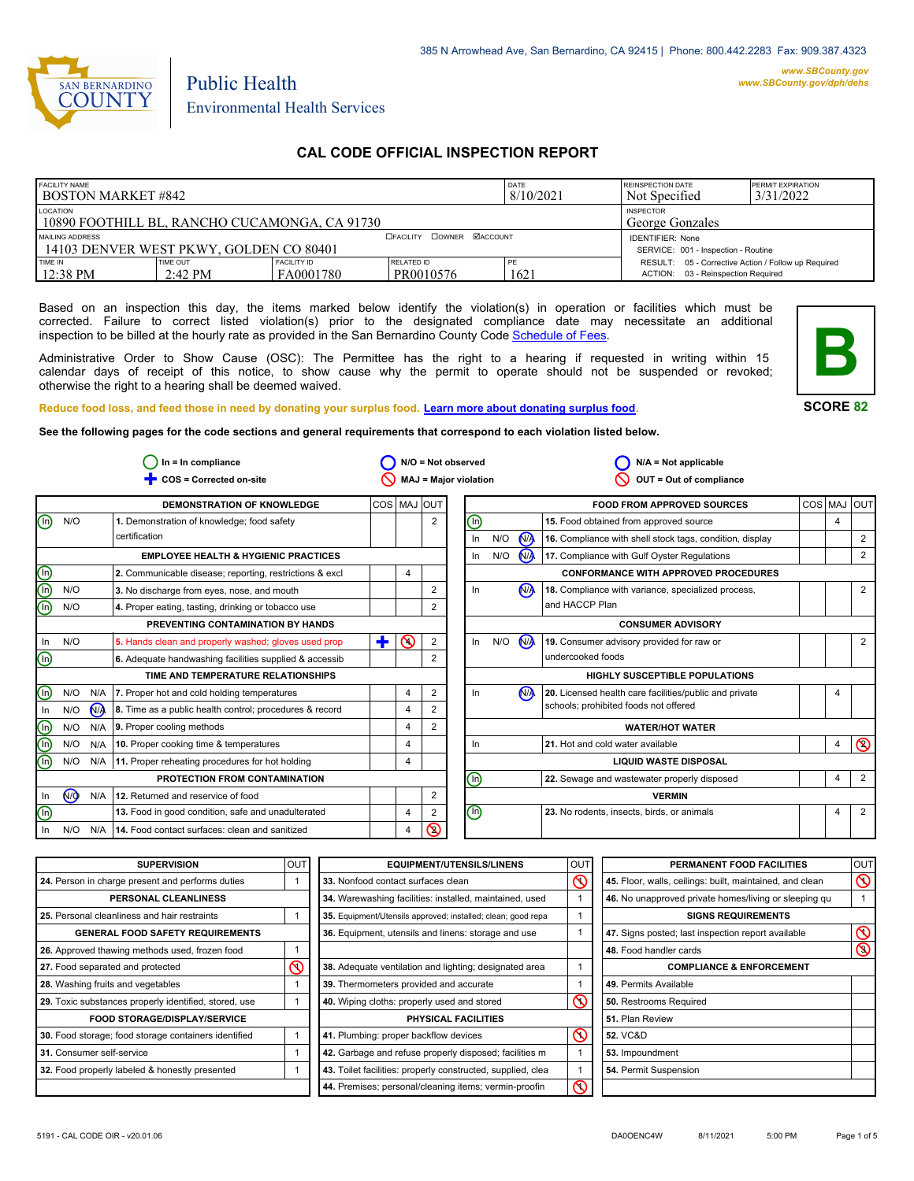385 N Arrowhead Ave, San Bernardino, CA 92415 | Phone: 800.442.2283 Fax: 909.387.4323

www.SBCounty.gov
www.SBCounty.gov/dph/dehs

SAN BERNARDINO COUNTY

Public Health
Environmental Health Services

# CAL CODE OFFICIAL INSPECTION REPORT

| FACILITY NAME | | | | DATE | REINSPECTION DATE | PERMIT EXPIRATION |
|---|---|---|---|---|---|---|
| BOSTON MARKET #842 | | | | 8/10/2021 | Not Specified | 3/31/2022 |
| LOCATION: 10890 FOOTHILL BL, RANCHO CUCAMONGA, CA 91730 | | | | | INSPECTOR: George Gonzales | |
| MAILING ADDRESS: 14103 DENVER WEST PKWY, GOLDEN CO 80401 | | ☐FACILITY ☐OWNER ☑ACCOUNT | | | IDENTIFIER: None; SERVICE: 001 - Inspection - Routine | |
| TIME IN | TIME OUT | FACILITY ID | RELATED ID | PE | RESULT: 05 - Corrective Action / Follow up Required | |
| 12:38 PM | 2:42 PM | FA0001780 | PR0010576 | 1621 | ACTION: 03 - Reinspection Required | |

Based on an inspection this day, the items marked below identify the violation(s) in operation or facilities which must be corrected. Failure to correct listed violation(s) prior to the designated compliance date may necessitate an additional inspection to be billed at the hourly rate as provided in the San Bernardino County Code Schedule of Fees.

Administrative Order to Show Cause (OSC): The Permittee has the right to a hearing if requested in writing within 15 calendar days of receipt of this notice, to show cause why the permit to operate should not be suspended or revoked; otherwise the right to a hearing shall be deemed waived.

**B**

**SCORE 82**

Reduce food loss, and feed those in need by donating your surplus food. Learn more about donating surplus food.

**See the following pages for the code sections and general requirements that correspond to each violation listed below.**

In = In compliance | N/O = Not observed | N/A = Not applicable | COS = Corrected on-site | MAJ = Major violation | OUT = Out of compliance

| Status | Item | COS | MAJ | OUT |
|---|---|---|---|---|
| **DEMONSTRATION OF KNOWLEDGE** | | | | |
| In | 1. Demonstration of knowledge; food safety certification | | | 2 |
| **EMPLOYEE HEALTH & HYGIENIC PRACTICES** | | | | |
| In | 2. Communicable disease; reporting, restrictions & excl | | 4 | |
| In | 3. No discharge from eyes, nose, and mouth | | | 2 |
| In | 4. Proper eating, tasting, drinking or tobacco use | | | 2 |
| **PREVENTING CONTAMINATION BY HANDS** | | | | |
| | 5. Hands clean and properly washed; gloves used prop | ✚ (COS) | ⊘ 4 (MAJ) | 2 |
| In | 6. Adequate handwashing facilities supplied & accessib | | | 2 |
| **TIME AND TEMPERATURE RELATIONSHIPS** | | | | |
| In | 7. Proper hot and cold holding temperatures | | 4 | 2 |
| N/A | 8. Time as a public health control; procedures & record | | 4 | 2 |
| In | 9. Proper cooling methods | | 4 | 2 |
| In | 10. Proper cooking time & temperatures | | 4 | |
| In | 11. Proper reheating procedures for hot holding | | 4 | |
| **PROTECTION FROM CONTAMINATION** | | | | |
| N/O | 12. Returned and reservice of food | | | 2 |
| In | 13. Food in good condition, safe and unadulterated | | 4 | 2 |
| | 14. Food contact surfaces: clean and sanitized | | 4 | ⊘ 2 (OUT) |
| **FOOD FROM APPROVED SOURCES** | | | | |
| In | 15. Food obtained from approved source | | 4 | |
| N/A | 16. Compliance with shell stock tags, condition, display | | | 2 |
| N/A | 17. Compliance with Gulf Oyster Regulations | | | 2 |
| **CONFORMANCE WITH APPROVED PROCEDURES** | | | | |
| N/A | 18. Compliance with variance, specialized process, and HACCP Plan | | | 2 |
| **CONSUMER ADVISORY** | | | | |
| N/A | 19. Consumer advisory provided for raw or undercooked foods | | | 2 |
| **HIGHLY SUSCEPTIBLE POPULATIONS** | | | | |
| N/A | 20. Licensed health care facilities/public and private schools; prohibited foods not offered | | 4 | |
| **WATER/HOT WATER** | | | | |
| | 21. Hot and cold water available | | 4 | ⊘ 2 (OUT) |
| **LIQUID WASTE DISPOSAL** | | | | |
| In | 22. Sewage and wastewater properly disposed | | 4 | 2 |
| **VERMIN** | | | | |
| In | 23. No rodents, insects, birds, or animals | | 4 | 2 |

| Item | OUT |
|---|---|
| **SUPERVISION** | |
| 24. Person in charge present and performs duties | 1 |
| **PERSONAL CLEANLINESS** | |
| 25. Personal cleanliness and hair restraints | 1 |
| **GENERAL FOOD SAFETY REQUIREMENTS** | |
| 26. Approved thawing methods used, frozen food | 1 |
| 27. Food separated and protected | ⊘ |
| 28. Washing fruits and vegetables | 1 |
| 29. Toxic substances properly identified, stored, use | 1 |
| **FOOD STORAGE/DISPLAY/SERVICE** | |
| 30. Food storage; food storage containers identified | 1 |
| 31. Consumer self-service | 1 |
| 32. Food properly labeled & honestly presented | 1 |
| **EQUIPMENT/UTENSILS/LINENS** | |
| 33. Nonfood contact surfaces clean | ⊘ |
| 34. Warewashing facilities: installed, maintained, used | 1 |
| 35. Equipment/Utensils approved; installed; clean; good repa | 1 |
| 36. Equipment, utensils and linens: storage and use | 1 |
| 38. Adequate ventilation and lighting; designated area | 1 |
| 39. Thermometers provided and accurate | 1 |
| 40. Wiping cloths: properly used and stored | ⊘ |
| **PHYSICAL FACILITIES** | |
| 41. Plumbing: proper backflow devices | ⊘ |
| 42. Garbage and refuse properly disposed; facilities m | 1 |
| 43. Toilet facilities: properly constructed, supplied, clea | 1 |
| 44. Premises; personal/cleaning items; vermin-proofin | ⊘ |
| **PERMANENT FOOD FACILITIES** | |
| 45. Floor, walls, ceilings: built, maintained, and clean | ⊘ |
| 46. No unapproved private homes/living or sleeping qu | 1 |
| **SIGNS REQUIREMENTS** | |
| 47. Signs posted; last inspection report available | ⊘ |
| 48. Food handler cards | ⊘ |
| **COMPLIANCE & ENFORCEMENT** | |
| 49. Permits Available | |
| 50. Restrooms Required | |
| 51. Plan Review | |
| 52. VC&D | |
| 53. Impoundment | |
| 54. Permit Suspension | |

5191 - CAL CODE OIR - v20.01.06 DA0OENC4W 8/11/2021 5:00 PM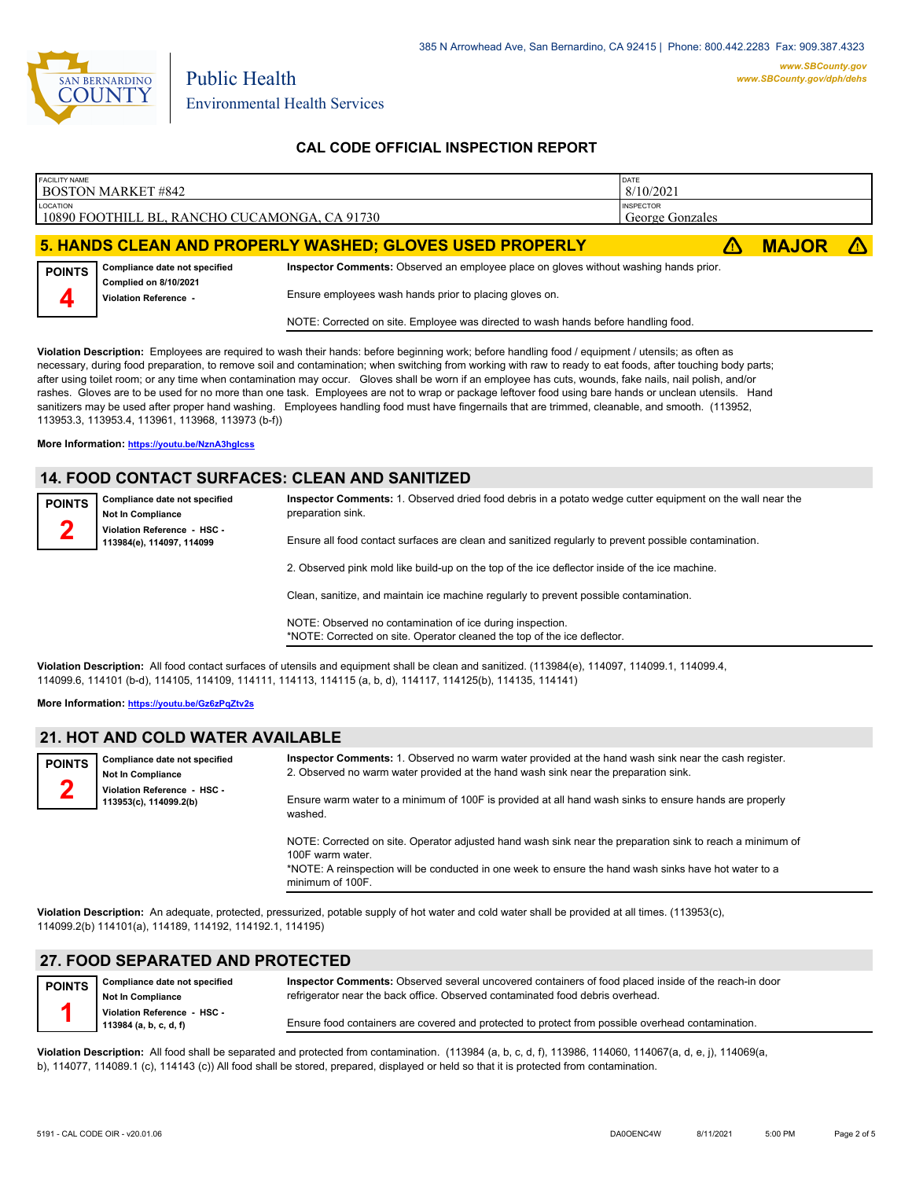385 N Arrowhead Ave, San Bernardino, CA 92415 | Phone: 800.442.2283 Fax: 909.387.4323

**www.SBCounty.gov**
**www.SBCounty.gov/dph/dehs**

Public Health
Environmental Health Services

## CAL CODE OFFICIAL INSPECTION REPORT

| FACILITY NAME | DATE |
|---|---|
| BOSTON MARKET #842 | 8/10/2021 |
| **LOCATION** | **INSPECTOR** |
| 10890 FOOTHILL BL, RANCHO CUCAMONGA, CA 91730 | George Gonzales |

## 5. HANDS CLEAN AND PROPERLY WASHED; GLOVES USED PROPERLY — MAJOR

**POINTS** 4

**Compliance date not specified**
**Complied on 8/10/2021**
**Violation Reference -**

**Inspector Comments:** Observed an employee place on gloves without washing hands prior.

Ensure employees wash hands prior to placing gloves on.

NOTE: Corrected on site. Employee was directed to wash hands before handling food.

**Violation Description:** Employees are required to wash their hands: before beginning work; before handling food / equipment / utensils; as often as necessary, during food preparation, to remove soil and contamination; when switching from working with raw to ready to eat foods, after touching body parts; after using toilet room; or any time when contamination may occur. Gloves shall be worn if an employee has cuts, wounds, fake nails, nail polish, and/or rashes. Gloves are to be used for no more than one task. Employees are not to wrap or package leftover food using bare hands or unclean utensils. Hand sanitizers may be used after proper hand washing. Employees handling food must have fingernails that are trimmed, cleanable, and smooth. (113952, 113953.3, 113953.4, 113961, 113968, 113973 (b-f))

**More Information:** https://youtu.be/NznA3hglcss

## 14. FOOD CONTACT SURFACES: CLEAN AND SANITIZED

**POINTS** 2

**Compliance date not specified**
**Not In Compliance**
**Violation Reference - HSC - 113984(e), 114097, 114099**

**Inspector Comments:** 1. Observed dried food debris in a potato wedge cutter equipment on the wall near the preparation sink.

Ensure all food contact surfaces are clean and sanitized regularly to prevent possible contamination.

2. Observed pink mold like build-up on the top of the ice deflector inside of the ice machine.

Clean, sanitize, and maintain ice machine regularly to prevent possible contamination.

NOTE: Observed no contamination of ice during inspection.
*NOTE: Corrected on site. Operator cleaned the top of the ice deflector.

**Violation Description:** All food contact surfaces of utensils and equipment shall be clean and sanitized. (113984(e), 114097, 114099.1, 114099.4, 114099.6, 114101 (b-d), 114105, 114109, 114111, 114113, 114115 (a, b, d), 114117, 114125(b), 114135, 114141)

**More Information:** https://youtu.be/Gz6zPqZtv2s

## 21. HOT AND COLD WATER AVAILABLE

**POINTS** 2

**Compliance date not specified**
**Not In Compliance**
**Violation Reference - HSC - 113953(c), 114099.2(b)**

**Inspector Comments:** 1. Observed no warm water provided at the hand wash sink near the cash register.
2. Observed no warm water provided at the hand wash sink near the preparation sink.

Ensure warm water to a minimum of 100F is provided at all hand wash sinks to ensure hands are properly washed.

NOTE: Corrected on site. Operator adjusted hand wash sink near the preparation sink to reach a minimum of 100F warm water.
*NOTE: A reinspection will be conducted in one week to ensure the hand wash sinks have hot water to a minimum of 100F.

**Violation Description:** An adequate, protected, pressurized, potable supply of hot water and cold water shall be provided at all times. (113953(c), 114099.2(b) 114101(a), 114189, 114192, 114192.1, 114195)

## 27. FOOD SEPARATED AND PROTECTED

**POINTS** 1

**Compliance date not specified**
**Not In Compliance**
**Violation Reference - HSC - 113984 (a, b, c, d, f)**

**Inspector Comments:** Observed several uncovered containers of food placed inside of the reach-in door refrigerator near the back office. Observed contaminated food debris overhead.

Ensure food containers are covered and protected to protect from possible overhead contamination.

**Violation Description:** All food shall be separated and protected from contamination. (113984 (a, b, c, d, f), 113986, 114060, 114067(a, d, e, j), 114069(a, b), 114077, 114089.1 (c), 114143 (c)) All food shall be stored, prepared, displayed or held so that it is protected from contamination.

5191 - CAL CODE OIR - v20.01.06 DA0OENC4W 8/11/2021 5:00 PM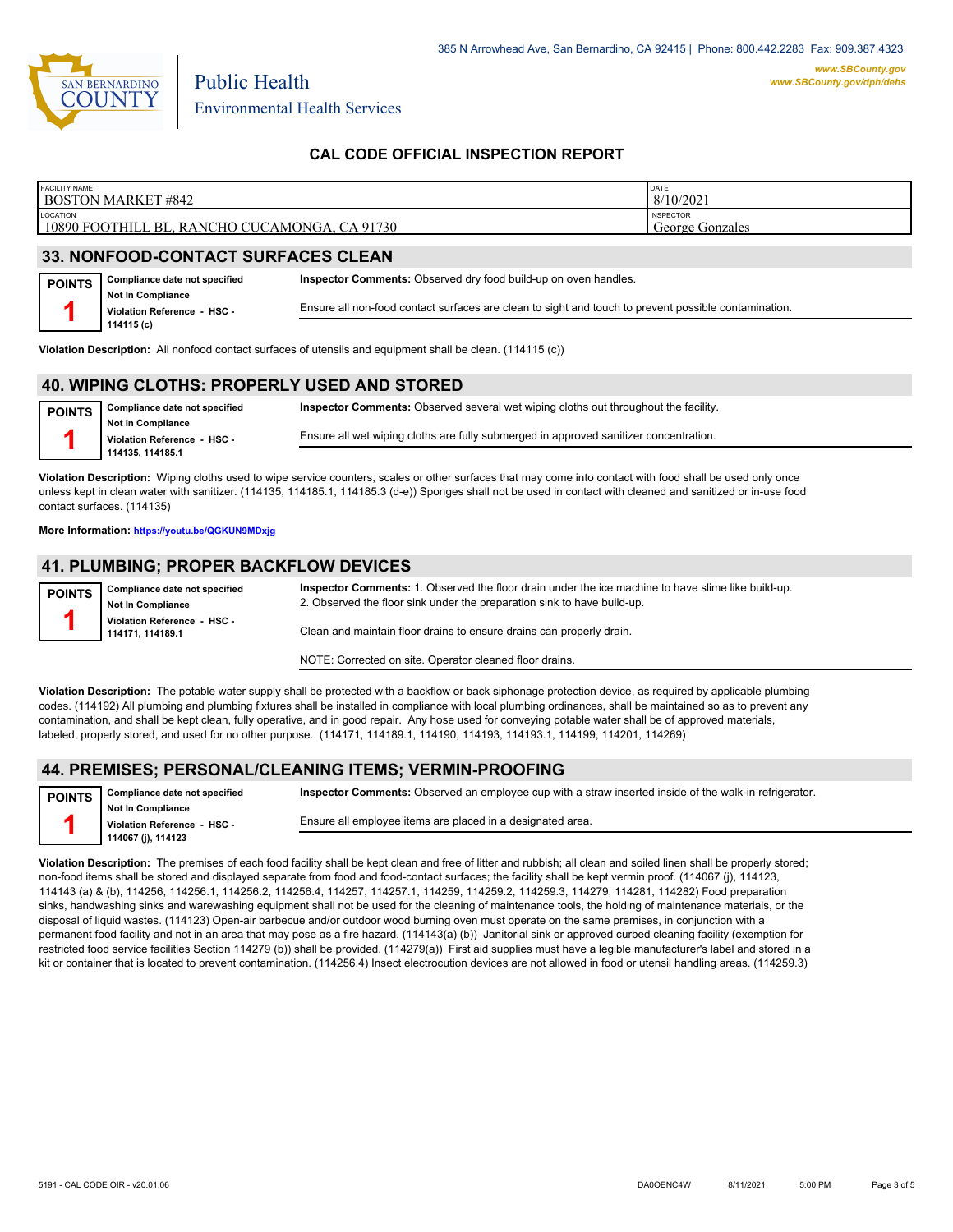385 N Arrowhead Ave, San Bernardino, CA 92415 | Phone: 800.442.2283 Fax: 909.387.4323

www.SBCounty.gov
www.SBCounty.gov/dph/dehs

Public Health
Environmental Health Services

## CAL CODE OFFICIAL INSPECTION REPORT

| FACILITY NAME | DATE |
| --- | --- |
| BOSTON MARKET #842 | 8/10/2021 |
| LOCATION | INSPECTOR |
| 10890 FOOTHILL BL, RANCHO CUCAMONGA, CA 91730 | George Gonzales |

## 33. NONFOOD-CONTACT SURFACES CLEAN

**POINTS 1**

**Compliance date not specified**
**Not In Compliance**
**Violation Reference - HSC - 114115 (c)**

**Inspector Comments:** Observed dry food build-up on oven handles.

Ensure all non-food contact surfaces are clean to sight and touch to prevent possible contamination.

**Violation Description:** All nonfood contact surfaces of utensils and equipment shall be clean. (114115 (c))

## 40. WIPING CLOTHS: PROPERLY USED AND STORED

**POINTS 1**

**Compliance date not specified**
**Not In Compliance**
**Violation Reference - HSC - 114135, 114185.1**

**Inspector Comments:** Observed several wet wiping cloths out throughout the facility.

Ensure all wet wiping cloths are fully submerged in approved sanitizer concentration.

**Violation Description:** Wiping cloths used to wipe service counters, scales or other surfaces that may come into contact with food shall be used only once unless kept in clean water with sanitizer. (114135, 114185.1, 114185.3 (d-e)) Sponges shall not be used in contact with cleaned and sanitized or in-use food contact surfaces. (114135)

**More Information:** https://youtu.be/QGKUN9MDxjg

## 41. PLUMBING; PROPER BACKFLOW DEVICES

**POINTS 1**

**Compliance date not specified**
**Not In Compliance**
**Violation Reference - HSC - 114171, 114189.1**

**Inspector Comments:** 1. Observed the floor drain under the ice machine to have slime like build-up.
2. Observed the floor sink under the preparation sink to have build-up.

Clean and maintain floor drains to ensure drains can properly drain.

NOTE: Corrected on site. Operator cleaned floor drains.

**Violation Description:** The potable water supply shall be protected with a backflow or back siphonage protection device, as required by applicable plumbing codes. (114192) All plumbing and plumbing fixtures shall be installed in compliance with local plumbing ordinances, shall be maintained so as to prevent any contamination, and shall be kept clean, fully operative, and in good repair. Any hose used for conveying potable water shall be of approved materials, labeled, properly stored, and used for no other purpose. (114171, 114189.1, 114190, 114193, 114193.1, 114199, 114201, 114269)

## 44. PREMISES; PERSONAL/CLEANING ITEMS; VERMIN-PROOFING

**POINTS 1**

**Compliance date not specified**
**Not In Compliance**
**Violation Reference - HSC - 114067 (j), 114123**

**Inspector Comments:** Observed an employee cup with a straw inserted inside of the walk-in refrigerator.

Ensure all employee items are placed in a designated area.

**Violation Description:** The premises of each food facility shall be kept clean and free of litter and rubbish; all clean and soiled linen shall be properly stored; non-food items shall be stored and displayed separate from food and food-contact surfaces; the facility shall be kept vermin proof. (114067 (j), 114123, 114143 (a) & (b), 114256, 114256.1, 114256.2, 114256.4, 114257, 114257.1, 114259, 114259.2, 114259.3, 114279, 114281, 114282) Food preparation sinks, handwashing sinks and warewashing equipment shall not be used for the cleaning of maintenance tools, the holding of maintenance materials, or the disposal of liquid wastes. (114123) Open-air barbecue and/or outdoor wood burning oven must operate on the same premises, in conjunction with a permanent food facility and not in an area that may pose as a fire hazard. (114143(a) (b)) Janitorial sink or approved curbed cleaning facility (exemption for restricted food service facilities Section 114279 (b)) shall be provided. (114279(a)) First aid supplies must have a legible manufacturer's label and stored in a kit or container that is located to prevent contamination. (114256.4) Insect electrocution devices are not allowed in food or utensil handling areas. (114259.3)

5191 - CAL CODE OIR - v20.01.06 DA0OENC4W 8/11/2021 5:00 PM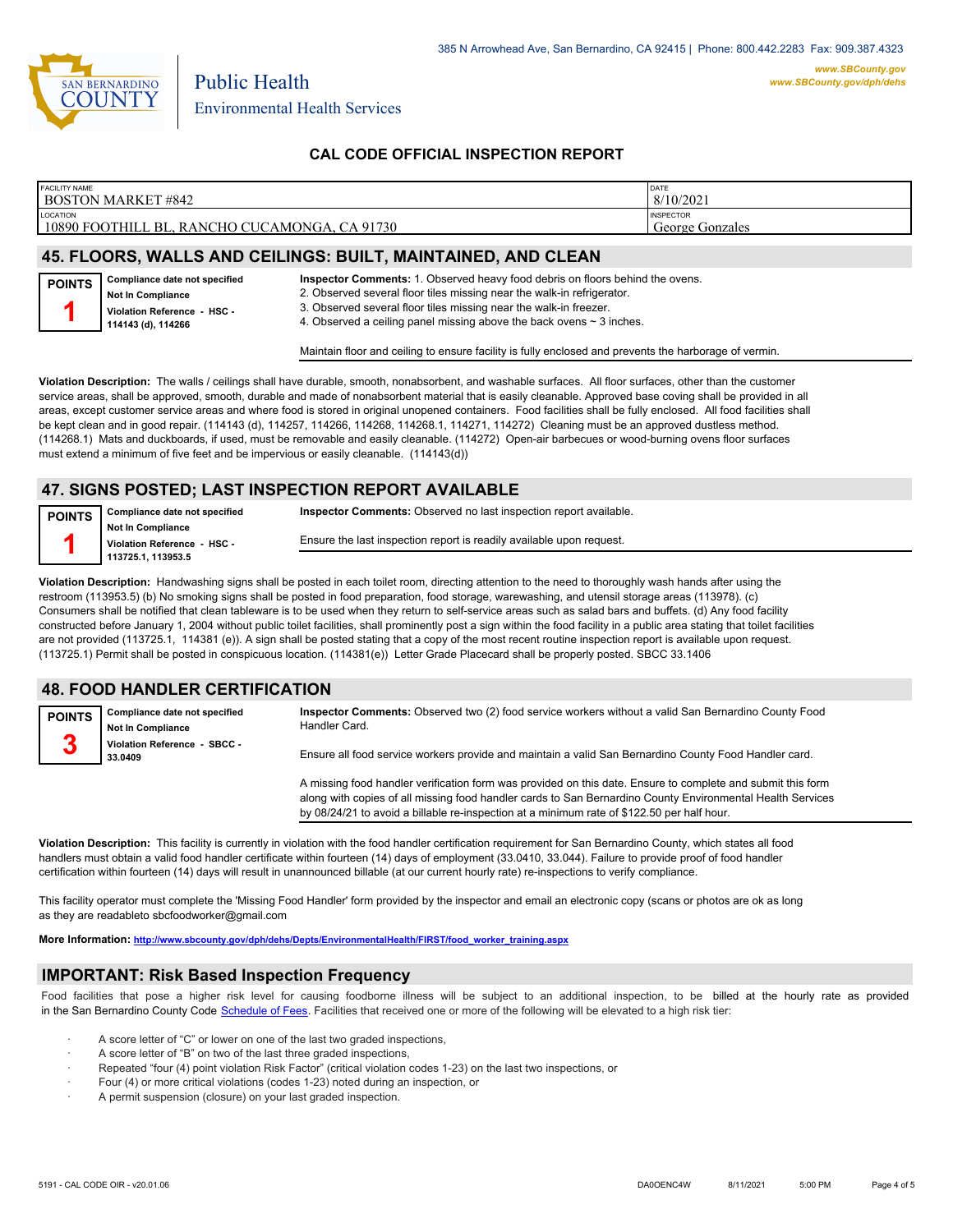## CAL CODE OFFICIAL INSPECTION REPORT

| FACILITY NAME | DATE |
|---|---|
| BOSTON MARKET #842 | 8/10/2021 |
| LOCATION | INSPECTOR |
| 10890 FOOTHILL BL, RANCHO CUCAMONGA, CA 91730 | George Gonzales |

## 45. FLOORS, WALLS AND CEILINGS: BUILT, MAINTAINED, AND CLEAN

**POINTS 1**

**Compliance date not specified**
**Not In Compliance**
**Violation Reference - HSC - 114143 (d), 114266**

**Inspector Comments:** 1. Observed heavy food debris on floors behind the ovens.
2. Observed several floor tiles missing near the walk-in refrigerator.
3. Observed several floor tiles missing near the walk-in freezer.
4. Observed a ceiling panel missing above the back ovens ~ 3 inches.

Maintain floor and ceiling to ensure facility is fully enclosed and prevents the harborage of vermin.

**Violation Description:** The walls / ceilings shall have durable, smooth, nonabsorbent, and washable surfaces. All floor surfaces, other than the customer service areas, shall be approved, smooth, durable and made of nonabsorbent material that is easily cleanable. Approved base coving shall be provided in all areas, except customer service areas and where food is stored in original unopened containers. Food facilities shall be fully enclosed. All food facilities shall be kept clean and in good repair. (114143 (d), 114257, 114266, 114268, 114268.1, 114271, 114272) Cleaning must be an approved dustless method. (114268.1) Mats and duckboards, if used, must be removable and easily cleanable. (114272) Open-air barbecues or wood-burning ovens floor surfaces must extend a minimum of five feet and be impervious or easily cleanable. (114143(d))

## 47. SIGNS POSTED; LAST INSPECTION REPORT AVAILABLE

**POINTS 1**

**Compliance date not specified**
**Not In Compliance**
**Violation Reference - HSC - 113725.1, 113953.5**

**Inspector Comments:** Observed no last inspection report available.

Ensure the last inspection report is readily available upon request.

**Violation Description:** Handwashing signs shall be posted in each toilet room, directing attention to the need to thoroughly wash hands after using the restroom (113953.5) (b) No smoking signs shall be posted in food preparation, food storage, warewashing, and utensil storage areas (113978). (c) Consumers shall be notified that clean tableware is to be used when they return to self-service areas such as salad bars and buffets. (d) Any food facility constructed before January 1, 2004 without public toilet facilities, shall prominently post a sign within the food facility in a public area stating that toilet facilities are not provided (113725.1, 114381 (e)). A sign shall be posted stating that a copy of the most recent routine inspection report is available upon request. (113725.1) Permit shall be posted in conspicuous location. (114381(e)) Letter Grade Placecard shall be properly posted. SBCC 33.1406

## 48. FOOD HANDLER CERTIFICATION

**POINTS 3**

**Compliance date not specified**
**Not In Compliance**
**Violation Reference - SBCC - 33.0409**

**Inspector Comments:** Observed two (2) food service workers without a valid San Bernardino County Food Handler Card.

Ensure all food service workers provide and maintain a valid San Bernardino County Food Handler card.

A missing food handler verification form was provided on this date. Ensure to complete and submit this form along with copies of all missing food handler cards to San Bernardino County Environmental Health Services by 08/24/21 to avoid a billable re-inspection at a minimum rate of $122.50 per half hour.

**Violation Description:** This facility is currently in violation with the food handler certification requirement for San Bernardino County, which states all food handlers must obtain a valid food handler certificate within fourteen (14) days of employment (33.0410, 33.044). Failure to provide proof of food handler certification within fourteen (14) days will result in unannounced billable (at our current hourly rate) re-inspections to verify compliance.

This facility operator must complete the 'Missing Food Handler' form provided by the inspector and email an electronic copy (scans or photos are ok as long as they are readableto sbcfoodworker@gmail.com

**More Information:** http://www.sbcounty.gov/dph/dehs/Depts/EnvironmentalHealth/FIRST/food_worker_training.aspx

## IMPORTANT: Risk Based Inspection Frequency

Food facilities that pose a higher risk level for causing foodborne illness will be subject to an additional inspection, to be billed at the hourly rate as provided in the San Bernardino County Code Schedule of Fees. Facilities that received one or more of the following will be elevated to a high risk tier:

- A score letter of "C" or lower on one of the last two graded inspections,
- A score letter of "B" on two of the last three graded inspections,
- Repeated "four (4) point violation Risk Factor" (critical violation codes 1-23) on the last two inspections, or
- Four (4) or more critical violations (codes 1-23) noted during an inspection, or
- A permit suspension (closure) on your last graded inspection.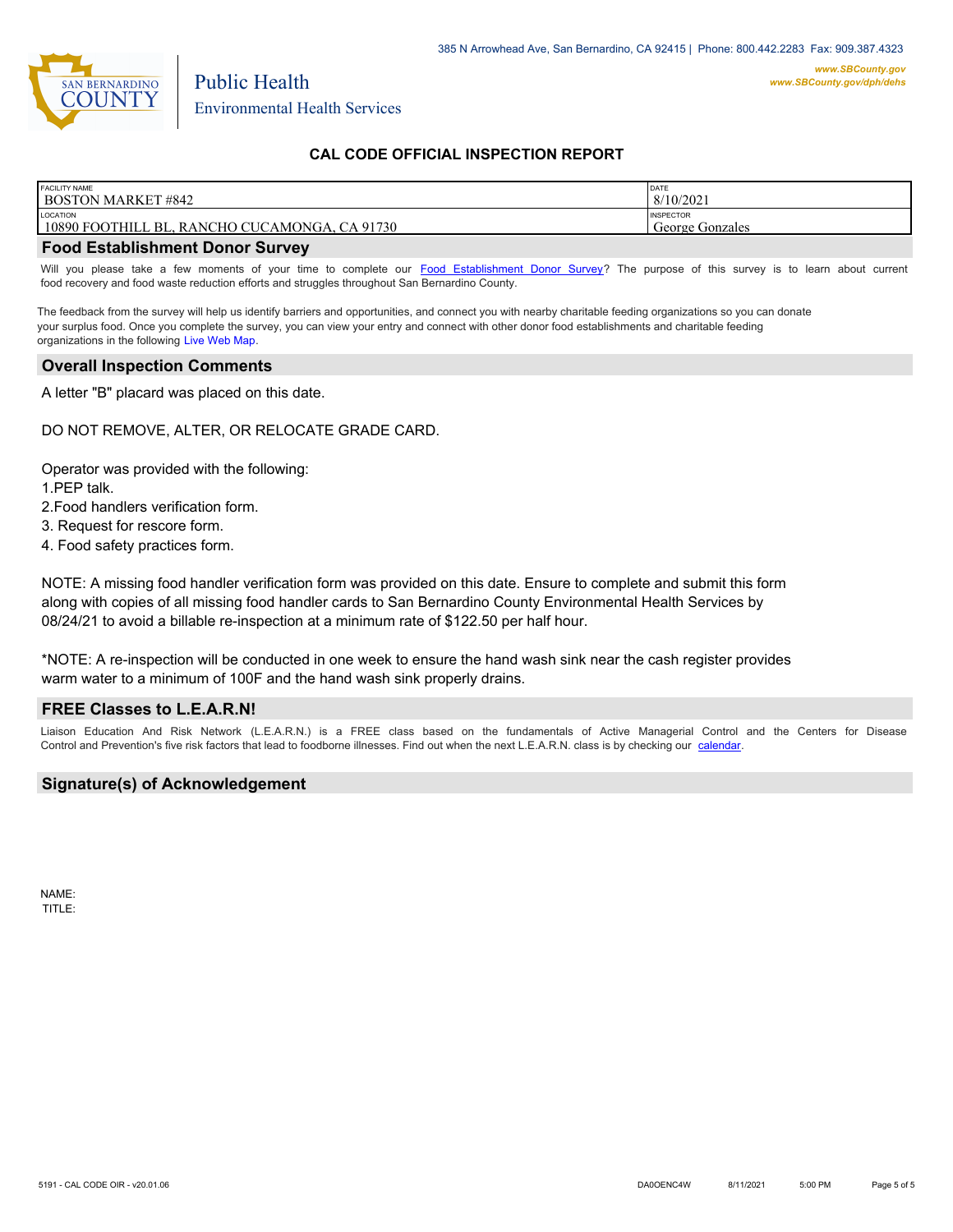385 N Arrowhead Ave, San Bernardino, CA 92415 | Phone: 800.442.2283 Fax: 909.387.4323

*www.SBCounty.gov*
*www.SBCounty.gov/dph/dehs*

SAN BERNARDINO COUNTY

Public Health
Environmental Health Services

## CAL CODE OFFICIAL INSPECTION REPORT

| FACILITY NAME | DATE |
|---|---|
| BOSTON MARKET #842 | 8/10/2021 |
| LOCATION | INSPECTOR |
| 10890 FOOTHILL BL, RANCHO CUCAMONGA, CA 91730 | George Gonzales |

### Food Establishment Donor Survey

Will you please take a few moments of your time to complete our Food Establishment Donor Survey? The purpose of this survey is to learn about current food recovery and food waste reduction efforts and struggles throughout San Bernardino County.

The feedback from the survey will help us identify barriers and opportunities, and connect you with nearby charitable feeding organizations so you can donate your surplus food. Once you complete the survey, you can view your entry and connect with other donor food establishments and charitable feeding organizations in the following Live Web Map.

### Overall Inspection Comments

A letter "B" placard was placed on this date.

DO NOT REMOVE, ALTER, OR RELOCATE GRADE CARD.

Operator was provided with the following:
1.PEP talk.
2.Food handlers verification form.
3. Request for rescore form.
4. Food safety practices form.

NOTE: A missing food handler verification form was provided on this date. Ensure to complete and submit this form along with copies of all missing food handler cards to San Bernardino County Environmental Health Services by 08/24/21 to avoid a billable re-inspection at a minimum rate of $122.50 per half hour.

*NOTE: A re-inspection will be conducted in one week to ensure the hand wash sink near the cash register provides warm water to a minimum of 100F and the hand wash sink properly drains.

### FREE Classes to L.E.A.R.N!

Liaison Education And Risk Network (L.E.A.R.N.) is a FREE class based on the fundamentals of Active Managerial Control and the Centers for Disease Control and Prevention's five risk factors that lead to foodborne illnesses. Find out when the next L.E.A.R.N. class is by checking our calendar.

### Signature(s) of Acknowledgement

NAME:
TITLE:

5191 - CAL CODE OIR - v20.01.06 DA0OENC4W 8/11/2021 5:00 PM